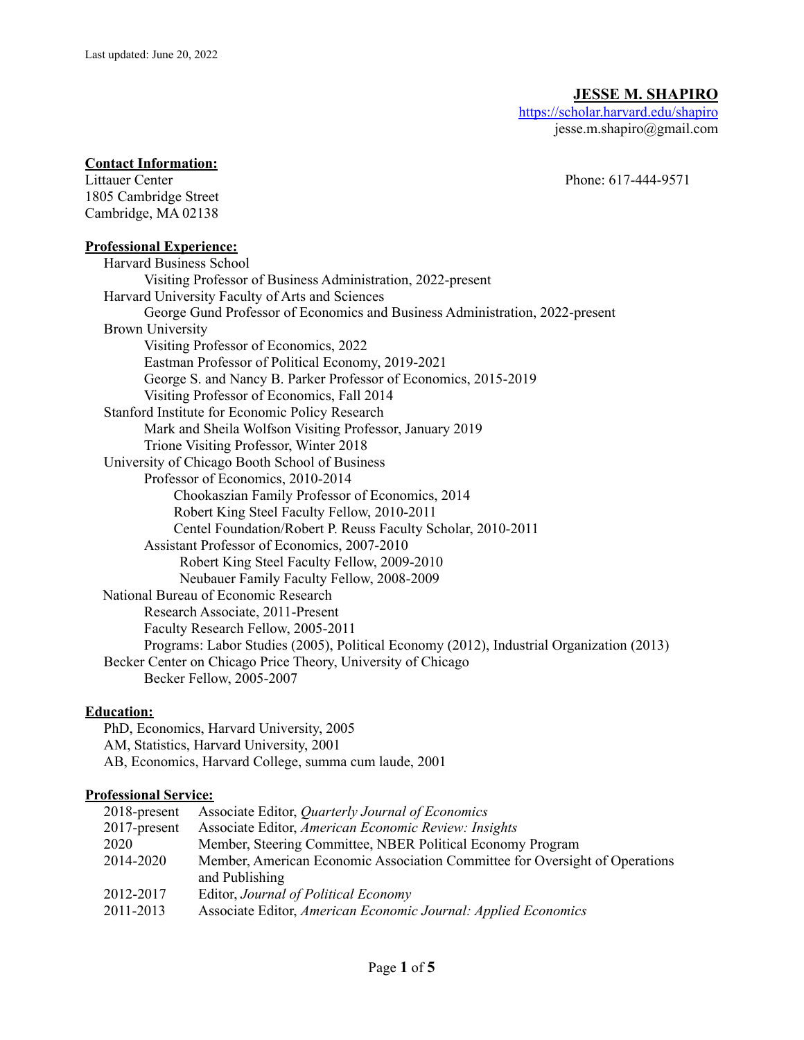Last updated: June 20, 2022

# JESSE M. SHAPIRO

https://scholar.harvard.edu/shapiro
jesse.m.shapiro@gmail.com

**Contact Information:**

Littauer Center
1805 Cambridge Street
Cambridge, MA 02138

Phone: 617-444-9571

**Professional Experience:**

- Harvard Business School
  - Visiting Professor of Business Administration, 2022-present
- Harvard University Faculty of Arts and Sciences
  - George Gund Professor of Economics and Business Administration, 2022-present
- Brown University
  - Visiting Professor of Economics, 2022
  - Eastman Professor of Political Economy, 2019-2021
  - George S. and Nancy B. Parker Professor of Economics, 2015-2019
  - Visiting Professor of Economics, Fall 2014
- Stanford Institute for Economic Policy Research
  - Mark and Sheila Wolfson Visiting Professor, January 2019
  - Trione Visiting Professor, Winter 2018
- University of Chicago Booth School of Business
  - Professor of Economics, 2010-2014
    - Chookaszian Family Professor of Economics, 2014
    - Robert King Steel Faculty Fellow, 2010-2011
    - Centel Foundation/Robert P. Reuss Faculty Scholar, 2010-2011
  - Assistant Professor of Economics, 2007-2010
    - Robert King Steel Faculty Fellow, 2009-2010
    - Neubauer Family Faculty Fellow, 2008-2009
- National Bureau of Economic Research
  - Research Associate, 2011-Present
  - Faculty Research Fellow, 2005-2011
  - Programs: Labor Studies (2005), Political Economy (2012), Industrial Organization (2013)
- Becker Center on Chicago Price Theory, University of Chicago
  - Becker Fellow, 2005-2007

**Education:**

- PhD, Economics, Harvard University, 2005
- AM, Statistics, Harvard University, 2001
- AB, Economics, Harvard College, summa cum laude, 2001

**Professional Service:**

| | |
|---|---|
| 2018-present | Associate Editor, *Quarterly Journal of Economics* |
| 2017-present | Associate Editor, *American Economic Review: Insights* |
| 2020 | Member, Steering Committee, NBER Political Economy Program |
| 2014-2020 | Member, American Economic Association Committee for Oversight of Operations and Publishing |
| 2012-2017 | Editor, *Journal of Political Economy* |
| 2011-2013 | Associate Editor, *American Economic Journal: Applied Economics* |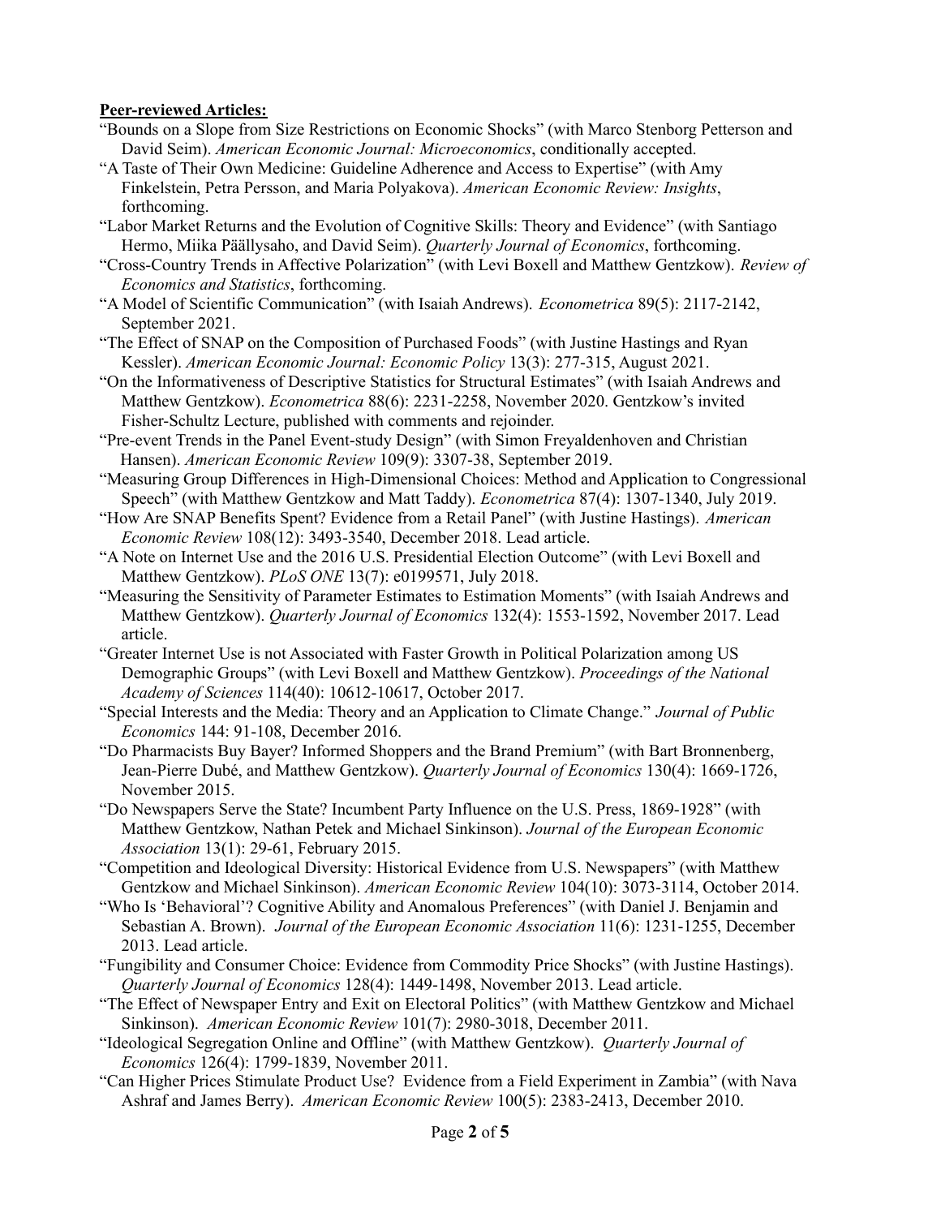**Peer-reviewed Articles:**

"Bounds on a Slope from Size Restrictions on Economic Shocks" (with Marco Stenborg Petterson and David Seim). *American Economic Journal: Microeconomics*, conditionally accepted.

"A Taste of Their Own Medicine: Guideline Adherence and Access to Expertise" (with Amy Finkelstein, Petra Persson, and Maria Polyakova). *American Economic Review: Insights*, forthcoming.

"Labor Market Returns and the Evolution of Cognitive Skills: Theory and Evidence" (with Santiago Hermo, Miika Päällysaho, and David Seim). *Quarterly Journal of Economics*, forthcoming.

"Cross-Country Trends in Affective Polarization" (with Levi Boxell and Matthew Gentzkow). *Review of Economics and Statistics*, forthcoming.

"A Model of Scientific Communication" (with Isaiah Andrews). *Econometrica* 89(5): 2117-2142, September 2021.

"The Effect of SNAP on the Composition of Purchased Foods" (with Justine Hastings and Ryan Kessler). *American Economic Journal: Economic Policy* 13(3): 277-315, August 2021.

"On the Informativeness of Descriptive Statistics for Structural Estimates" (with Isaiah Andrews and Matthew Gentzkow). *Econometrica* 88(6): 2231-2258, November 2020. Gentzkow's invited Fisher-Schultz Lecture, published with comments and rejoinder.

"Pre-event Trends in the Panel Event-study Design" (with Simon Freyaldenhoven and Christian Hansen). *American Economic Review* 109(9): 3307-38, September 2019.

"Measuring Group Differences in High-Dimensional Choices: Method and Application to Congressional Speech" (with Matthew Gentzkow and Matt Taddy). *Econometrica* 87(4): 1307-1340, July 2019.

"How Are SNAP Benefits Spent? Evidence from a Retail Panel" (with Justine Hastings). *American Economic Review* 108(12): 3493-3540, December 2018. Lead article.

"A Note on Internet Use and the 2016 U.S. Presidential Election Outcome" (with Levi Boxell and Matthew Gentzkow). *PLoS ONE* 13(7): e0199571, July 2018.

"Measuring the Sensitivity of Parameter Estimates to Estimation Moments" (with Isaiah Andrews and Matthew Gentzkow). *Quarterly Journal of Economics* 132(4): 1553-1592, November 2017. Lead article.

"Greater Internet Use is not Associated with Faster Growth in Political Polarization among US Demographic Groups" (with Levi Boxell and Matthew Gentzkow). *Proceedings of the National Academy of Sciences* 114(40): 10612-10617, October 2017.

"Special Interests and the Media: Theory and an Application to Climate Change." *Journal of Public Economics* 144: 91-108, December 2016.

"Do Pharmacists Buy Bayer? Informed Shoppers and the Brand Premium" (with Bart Bronnenberg, Jean-Pierre Dubé, and Matthew Gentzkow). *Quarterly Journal of Economics* 130(4): 1669-1726, November 2015.

"Do Newspapers Serve the State? Incumbent Party Influence on the U.S. Press, 1869-1928" (with Matthew Gentzkow, Nathan Petek and Michael Sinkinson). *Journal of the European Economic Association* 13(1): 29-61, February 2015.

"Competition and Ideological Diversity: Historical Evidence from U.S. Newspapers" (with Matthew Gentzkow and Michael Sinkinson). *American Economic Review* 104(10): 3073-3114, October 2014.

"Who Is 'Behavioral'? Cognitive Ability and Anomalous Preferences" (with Daniel J. Benjamin and Sebastian A. Brown). *Journal of the European Economic Association* 11(6): 1231-1255, December 2013. Lead article.

"Fungibility and Consumer Choice: Evidence from Commodity Price Shocks" (with Justine Hastings). *Quarterly Journal of Economics* 128(4): 1449-1498, November 2013. Lead article.

"The Effect of Newspaper Entry and Exit on Electoral Politics" (with Matthew Gentzkow and Michael Sinkinson). *American Economic Review* 101(7): 2980-3018, December 2011.

"Ideological Segregation Online and Offline" (with Matthew Gentzkow). *Quarterly Journal of Economics* 126(4): 1799-1839, November 2011.

"Can Higher Prices Stimulate Product Use? Evidence from a Field Experiment in Zambia" (with Nava Ashraf and James Berry). *American Economic Review* 100(5): 2383-2413, December 2010.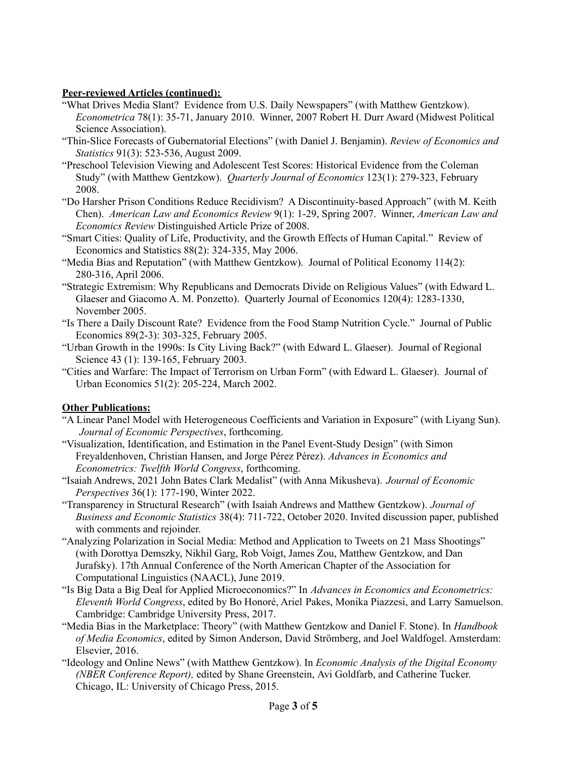**Peer-reviewed Articles (continued):**

"What Drives Media Slant? Evidence from U.S. Daily Newspapers" (with Matthew Gentzkow). *Econometrica* 78(1): 35-71, January 2010. Winner, 2007 Robert H. Durr Award (Midwest Political Science Association).

"Thin-Slice Forecasts of Gubernatorial Elections" (with Daniel J. Benjamin). *Review of Economics and Statistics* 91(3): 523-536, August 2009.

"Preschool Television Viewing and Adolescent Test Scores: Historical Evidence from the Coleman Study" (with Matthew Gentzkow). *Quarterly Journal of Economics* 123(1): 279-323, February 2008.

"Do Harsher Prison Conditions Reduce Recidivism? A Discontinuity-based Approach" (with M. Keith Chen). *American Law and Economics Review* 9(1): 1-29, Spring 2007. Winner, *American Law and Economics Review* Distinguished Article Prize of 2008.

"Smart Cities: Quality of Life, Productivity, and the Growth Effects of Human Capital." Review of Economics and Statistics 88(2): 324-335, May 2006.

"Media Bias and Reputation" (with Matthew Gentzkow). Journal of Political Economy 114(2): 280-316, April 2006.

"Strategic Extremism: Why Republicans and Democrats Divide on Religious Values" (with Edward L. Glaeser and Giacomo A. M. Ponzetto). Quarterly Journal of Economics 120(4): 1283-1330, November 2005.

"Is There a Daily Discount Rate? Evidence from the Food Stamp Nutrition Cycle." Journal of Public Economics 89(2-3): 303-325, February 2005.

"Urban Growth in the 1990s: Is City Living Back?" (with Edward L. Glaeser). Journal of Regional Science 43 (1): 139-165, February 2003.

"Cities and Warfare: The Impact of Terrorism on Urban Form" (with Edward L. Glaeser). Journal of Urban Economics 51(2): 205-224, March 2002.

**Other Publications:**

"A Linear Panel Model with Heterogeneous Coefficients and Variation in Exposure" (with Liyang Sun). *Journal of Economic Perspectives*, forthcoming.

"Visualization, Identification, and Estimation in the Panel Event-Study Design" (with Simon Freyaldenhoven, Christian Hansen, and Jorge Pérez Pérez). *Advances in Economics and Econometrics: Twelfth World Congress*, forthcoming.

"Isaiah Andrews, 2021 John Bates Clark Medalist" (with Anna Mikusheva). *Journal of Economic Perspectives* 36(1): 177-190, Winter 2022.

"Transparency in Structural Research" (with Isaiah Andrews and Matthew Gentzkow). *Journal of Business and Economic Statistics* 38(4): 711-722, October 2020. Invited discussion paper, published with comments and rejoinder.

"Analyzing Polarization in Social Media: Method and Application to Tweets on 21 Mass Shootings" (with Dorottya Demszky, Nikhil Garg, Rob Voigt, James Zou, Matthew Gentzkow, and Dan Jurafsky). 17th Annual Conference of the North American Chapter of the Association for Computational Linguistics (NAACL), June 2019.

"Is Big Data a Big Deal for Applied Microeconomics?" In *Advances in Economics and Econometrics: Eleventh World Congress*, edited by Bo Honoré, Ariel Pakes, Monika Piazzesi, and Larry Samuelson. Cambridge: Cambridge University Press, 2017.

"Media Bias in the Marketplace: Theory" (with Matthew Gentzkow and Daniel F. Stone). In *Handbook of Media Economics*, edited by Simon Anderson, David Strömberg, and Joel Waldfogel. Amsterdam: Elsevier, 2016.

"Ideology and Online News" (with Matthew Gentzkow). In *Economic Analysis of the Digital Economy (NBER Conference Report),* edited by Shane Greenstein, Avi Goldfarb, and Catherine Tucker. Chicago, IL: University of Chicago Press, 2015.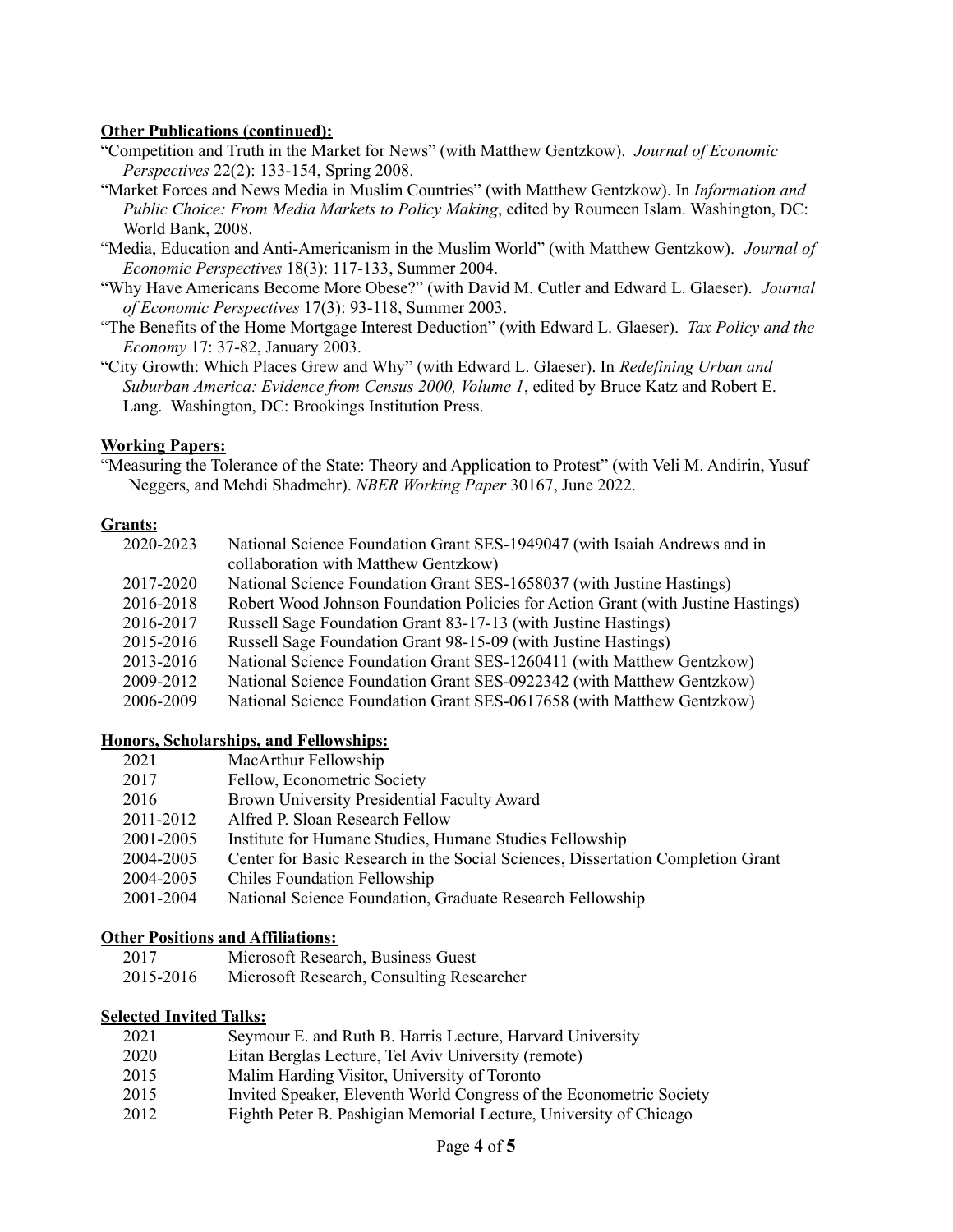**Other Publications (continued):**

"Competition and Truth in the Market for News" (with Matthew Gentzkow). *Journal of Economic Perspectives* 22(2): 133-154, Spring 2008.

"Market Forces and News Media in Muslim Countries" (with Matthew Gentzkow). In *Information and Public Choice: From Media Markets to Policy Making*, edited by Roumeen Islam. Washington, DC: World Bank, 2008.

"Media, Education and Anti-Americanism in the Muslim World" (with Matthew Gentzkow). *Journal of Economic Perspectives* 18(3): 117-133, Summer 2004.

"Why Have Americans Become More Obese?" (with David M. Cutler and Edward L. Glaeser). *Journal of Economic Perspectives* 17(3): 93-118, Summer 2003.

"The Benefits of the Home Mortgage Interest Deduction" (with Edward L. Glaeser). *Tax Policy and the Economy* 17: 37-82, January 2003.

"City Growth: Which Places Grew and Why" (with Edward L. Glaeser). In *Redefining Urban and Suburban America: Evidence from Census 2000, Volume 1*, edited by Bruce Katz and Robert E. Lang. Washington, DC: Brookings Institution Press.

**Working Papers:**

"Measuring the Tolerance of the State: Theory and Application to Protest" (with Veli M. Andirin, Yusuf Neggers, and Mehdi Shadmehr). *NBER Working Paper* 30167, June 2022.

**Grants:**

| | |
|---|---|
| 2020-2023 | National Science Foundation Grant SES-1949047 (with Isaiah Andrews and in collaboration with Matthew Gentzkow) |
| 2017-2020 | National Science Foundation Grant SES-1658037 (with Justine Hastings) |
| 2016-2018 | Robert Wood Johnson Foundation Policies for Action Grant (with Justine Hastings) |
| 2016-2017 | Russell Sage Foundation Grant 83-17-13 (with Justine Hastings) |
| 2015-2016 | Russell Sage Foundation Grant 98-15-09 (with Justine Hastings) |
| 2013-2016 | National Science Foundation Grant SES-1260411 (with Matthew Gentzkow) |
| 2009-2012 | National Science Foundation Grant SES-0922342 (with Matthew Gentzkow) |
| 2006-2009 | National Science Foundation Grant SES-0617658 (with Matthew Gentzkow) |

**Honors, Scholarships, and Fellowships:**

| | |
|---|---|
| 2021 | MacArthur Fellowship |
| 2017 | Fellow, Econometric Society |
| 2016 | Brown University Presidential Faculty Award |
| 2011-2012 | Alfred P. Sloan Research Fellow |
| 2001-2005 | Institute for Humane Studies, Humane Studies Fellowship |
| 2004-2005 | Center for Basic Research in the Social Sciences, Dissertation Completion Grant |
| 2004-2005 | Chiles Foundation Fellowship |
| 2001-2004 | National Science Foundation, Graduate Research Fellowship |

**Other Positions and Affiliations:**

| | |
|---|---|
| 2017 | Microsoft Research, Business Guest |
| 2015-2016 | Microsoft Research, Consulting Researcher |

**Selected Invited Talks:**

| | |
|---|---|
| 2021 | Seymour E. and Ruth B. Harris Lecture, Harvard University |
| 2020 | Eitan Berglas Lecture, Tel Aviv University (remote) |
| 2015 | Malim Harding Visitor, University of Toronto |
| 2015 | Invited Speaker, Eleventh World Congress of the Econometric Society |
| 2012 | Eighth Peter B. Pashigian Memorial Lecture, University of Chicago |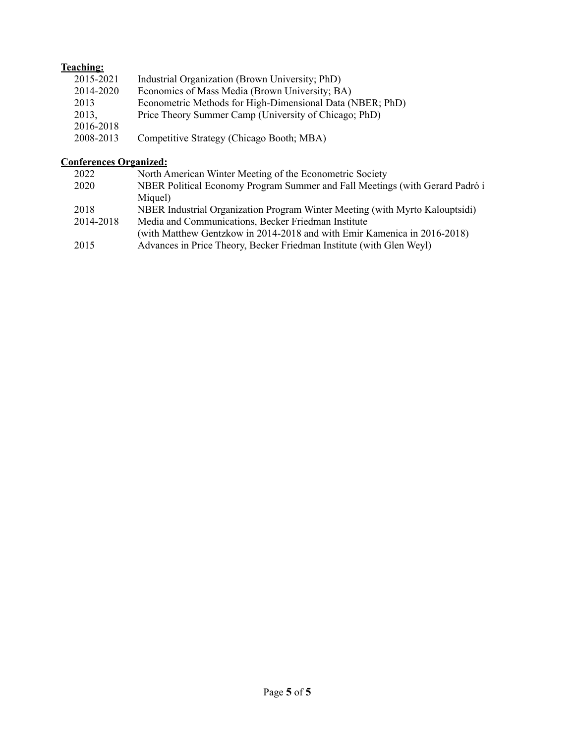**Teaching:**

| | |
|---|---|
| 2015-2021 | Industrial Organization (Brown University; PhD) |
| 2014-2020 | Economics of Mass Media (Brown University; BA) |
| 2013 | Econometric Methods for High-Dimensional Data (NBER; PhD) |
| 2013, 2016-2018 | Price Theory Summer Camp (University of Chicago; PhD) |
| 2008-2013 | Competitive Strategy (Chicago Booth; MBA) |

**Conferences Organized:**

| | |
|---|---|
| 2022 | North American Winter Meeting of the Econometric Society |
| 2020 | NBER Political Economy Program Summer and Fall Meetings (with Gerard Padró i Miquel) |
| 2018 | NBER Industrial Organization Program Winter Meeting (with Myrto Kalouptsidi) |
| 2014-2018 | Media and Communications, Becker Friedman Institute (with Matthew Gentzkow in 2014-2018 and with Emir Kamenica in 2016-2018) |
| 2015 | Advances in Price Theory, Becker Friedman Institute (with Glen Weyl) |